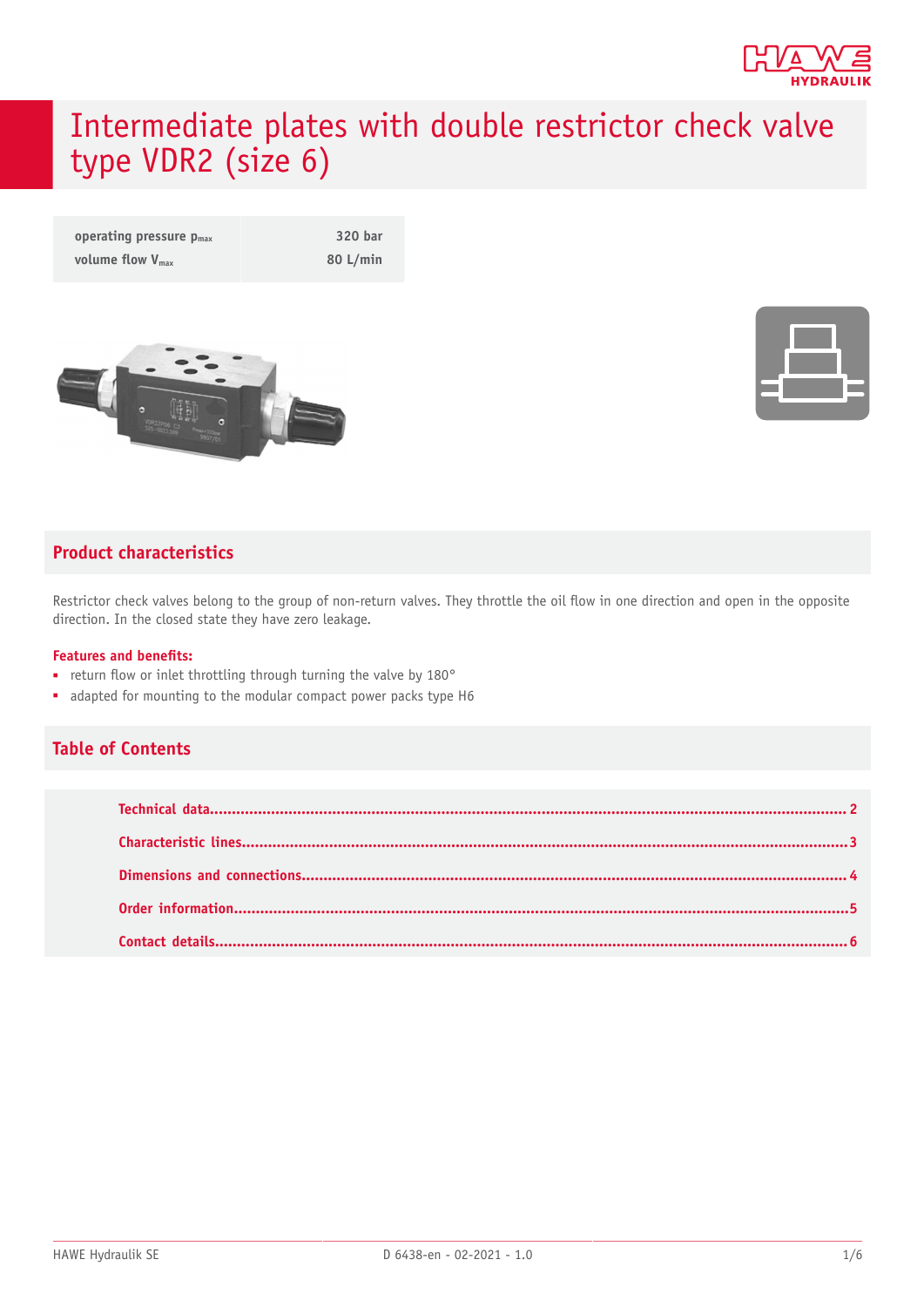# Intermediate plates with double restrictor check valve type VDR2 (size 6)

| | |
|---|---|
| operating pressure $p_{max}$ | 320 bar |
| volume flow $V_{max}$ | 80 L/min |

## Product characteristics

Restrictor check valves belong to the group of non-return valves. They throttle the oil flow in one direction and open in the opposite direction. In the closed state they have zero leakage.

**Features and benefits:**

- return flow or inlet throttling through turning the valve by 180°
- adapted for mounting to the modular compact power packs type H6

## Table of Contents

- Technical data .......... 2
- Characteristic lines .......... 3
- Dimensions and connections .......... 4
- Order information .......... 5
- Contact details .......... 6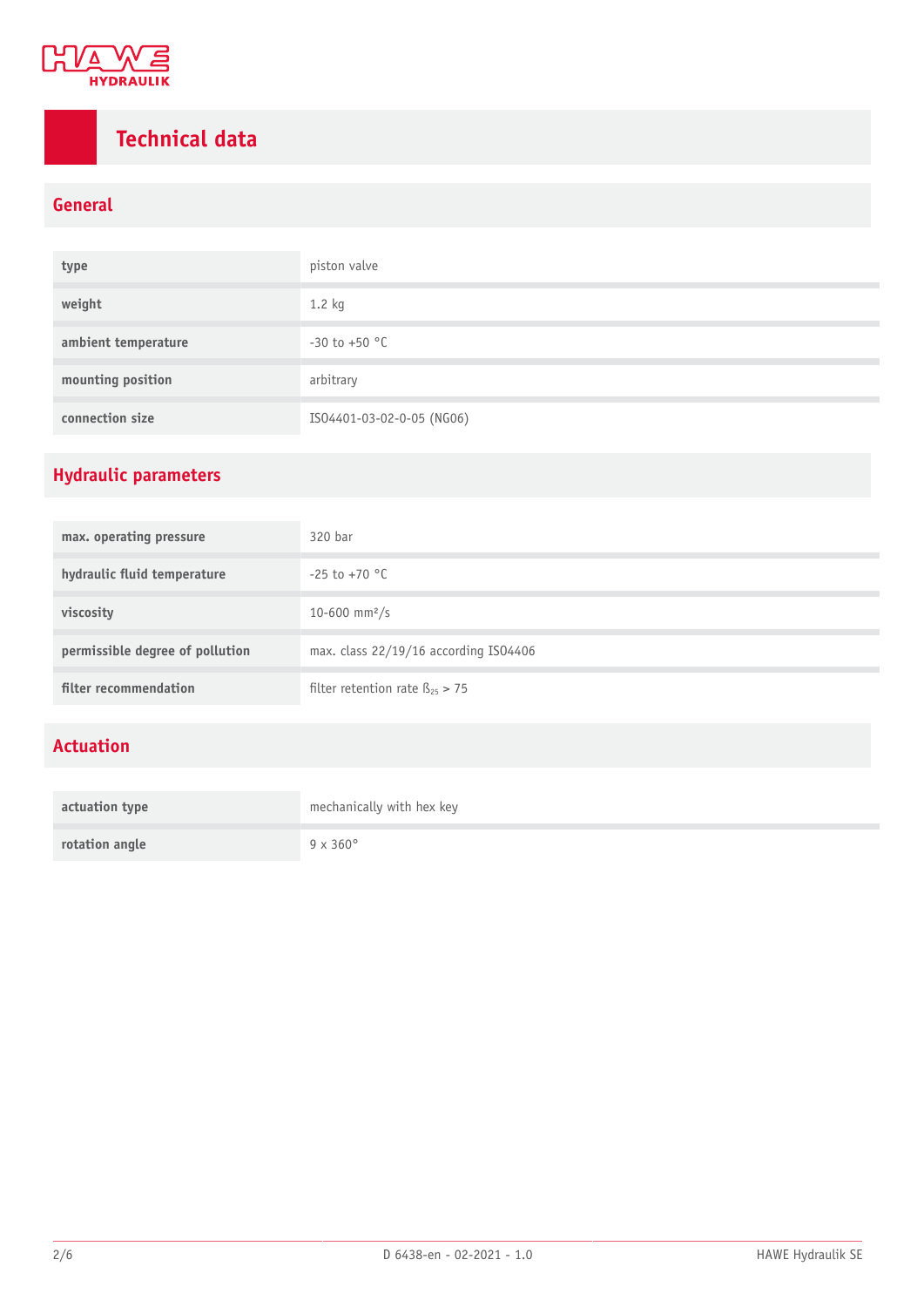# Technical data

## General

| | |
|---|---|
| **type** | piston valve |
| **weight** | 1.2 kg |
| **ambient temperature** | -30 to +50 °C |
| **mounting position** | arbitrary |
| **connection size** | ISO4401-03-02-0-05 (NG06) |

## Hydraulic parameters

| | |
|---|---|
| **max. operating pressure** | 320 bar |
| **hydraulic fluid temperature** | -25 to +70 °C |
| **viscosity** | 10-600 $mm^2/s$ |
| **permissible degree of pollution** | max. class 22/19/16 according ISO4406 |
| **filter recommendation** | filter retention rate $ß_{25} > 75$ |

## Actuation

| | |
|---|---|
| **actuation type** | mechanically with hex key |
| **rotation angle** | 9 x 360° |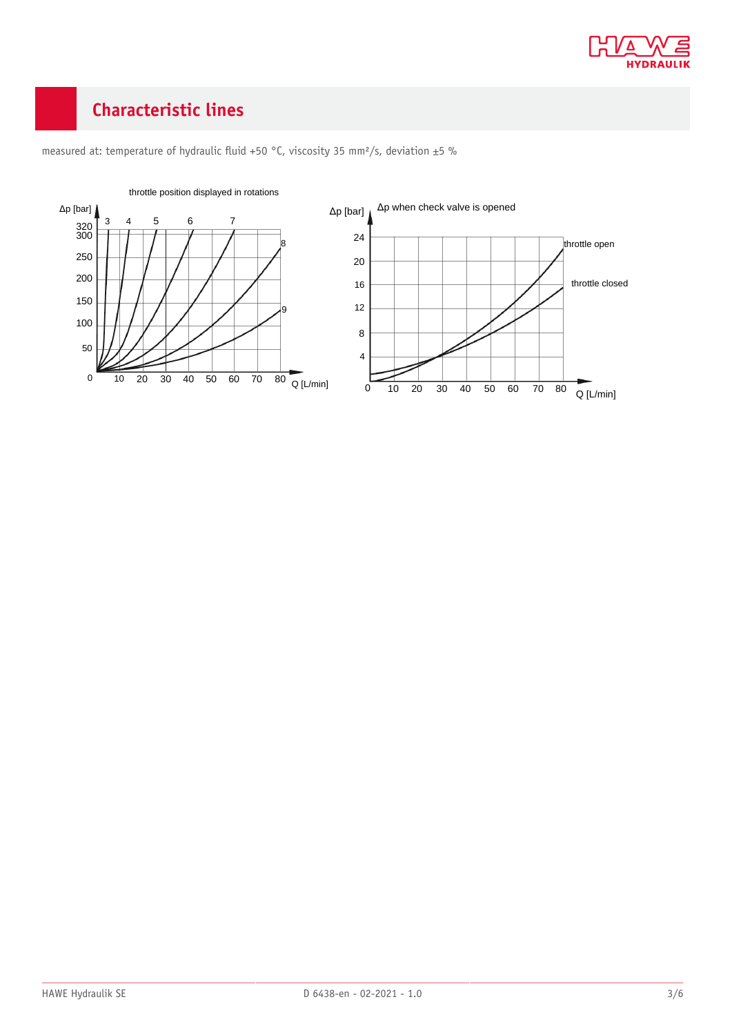## Characteristic lines

measured at: temperature of hydraulic fluid +50 °C, viscosity 35 mm²/s, deviation ±5 %

throttle position displayed in rotations

Δp [bar]

320
300

250

200

150

100

50

0

3 4 5 6 7 8 9

10 20 30 40 50 60 70 80 Q [L/min]

Δp [bar] Δp when check valve is opened

24

20

16

12

8

4

0 10 20 30 40 50 60 70 80 Q [L/min]

throttle open

throttle closed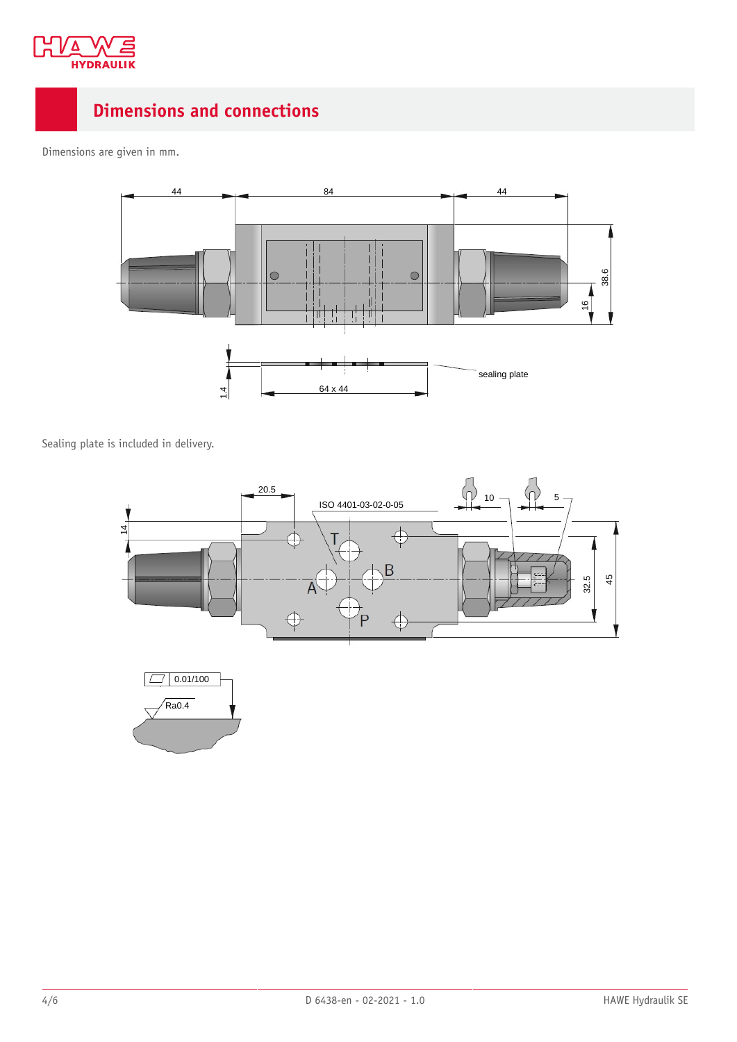## Dimensions and connections

Dimensions are given in mm.

Sealing plate is included in delivery.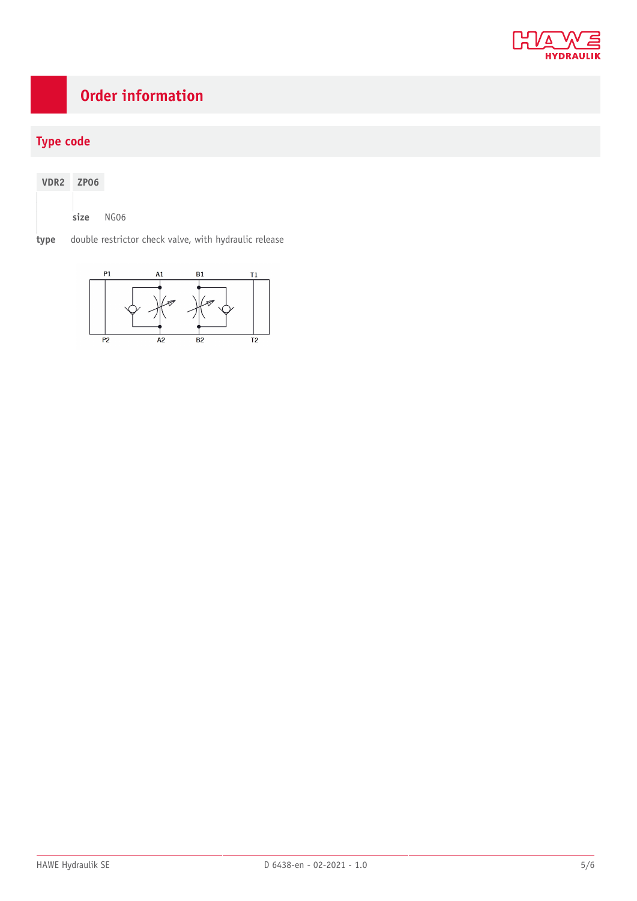# Order information

## Type code

| VDR2 | ZP06 |
|---|---|

**size** NG06

**type** double restrictor check valve, with hydraulic release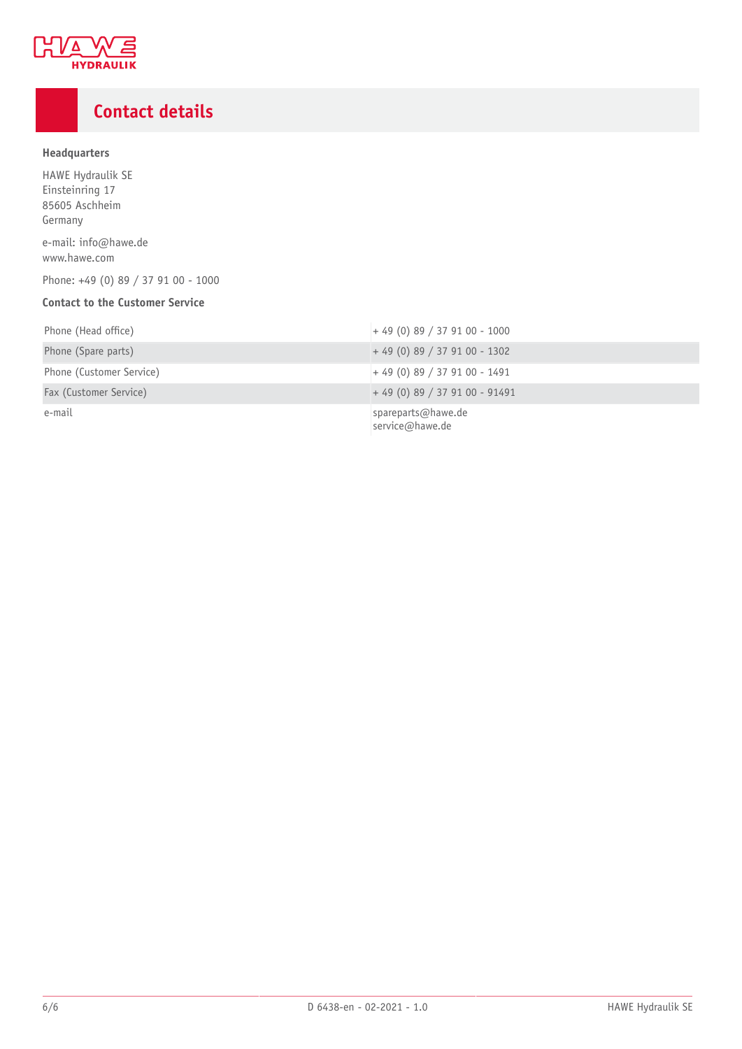# Contact details

**Headquarters**

HAWE Hydraulik SE
Einsteinring 17
85605 Aschheim
Germany

e-mail: info@hawe.de
www.hawe.com

Phone: +49 (0) 89 / 37 91 00 - 1000

**Contact to the Customer Service**

| | |
|---|---|
| Phone (Head office) | + 49 (0) 89 / 37 91 00 - 1000 |
| Phone (Spare parts) | + 49 (0) 89 / 37 91 00 - 1302 |
| Phone (Customer Service) | + 49 (0) 89 / 37 91 00 - 1491 |
| Fax (Customer Service) | + 49 (0) 89 / 37 91 00 - 91491 |
| e-mail | spareparts@hawe.de<br>service@hawe.de |